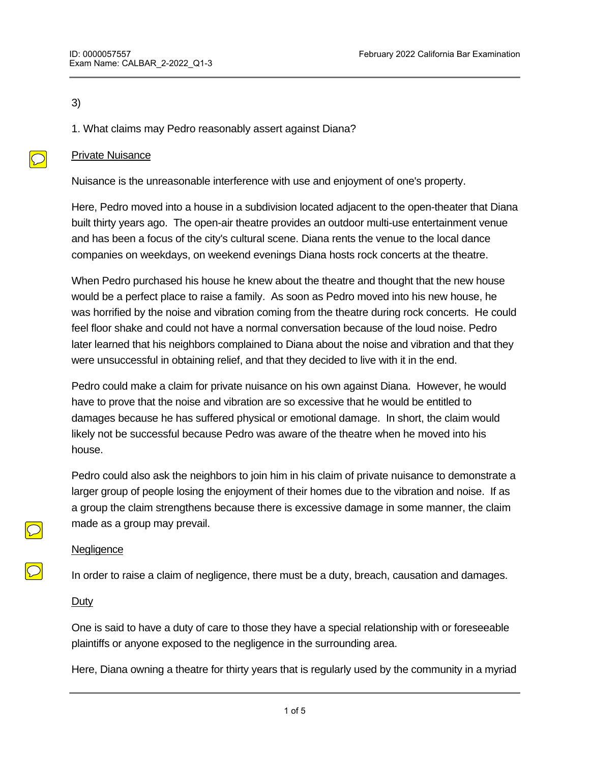3)

1. What claims may Pedro reasonably assert against Diana?

<u>Private Nuisance</u>

Nuisance is the unreasonable interference with use and enjoyment of one's property.

Here, Pedro moved into a house in a subdivision located adjacent to the open-theater that Diana built thirty years ago. The open-air theatre provides an outdoor multi-use entertainment venue and has been a focus of the city's cultural scene. Diana rents the venue to the local dance companies on weekdays, on weekend evenings Diana hosts rock concerts at the theatre.

When Pedro purchased his house he knew about the theatre and thought that the new house would be a perfect place to raise a family. As soon as Pedro moved into his new house, he was horrified by the noise and vibration coming from the theatre during rock concerts. He could feel floor shake and could not have a normal conversation because of the loud noise. Pedro later learned that his neighbors complained to Diana about the noise and vibration and that they were unsuccessful in obtaining relief, and that they decided to live with it in the end.

Pedro could make a claim for private nuisance on his own against Diana. However, he would have to prove that the noise and vibration are so excessive that he would be entitled to damages because he has suffered physical or emotional damage. In short, the claim would likely not be successful because Pedro was aware of the theatre when he moved into his house.

Pedro could also ask the neighbors to join him in his claim of private nuisance to demonstrate a larger group of people losing the enjoyment of their homes due to the vibration and noise. If as a group the claim strengthens because there is excessive damage in some manner, the claim made as a group may prevail.

<u>Negligence</u>

In order to raise a claim of negligence, there must be a duty, breach, causation and damages.

<u>Duty</u>

One is said to have a duty of care to those they have a special relationship with or foreseeable plaintiffs or anyone exposed to the negligence in the surrounding area.

Here, Diana owning a theatre for thirty years that is regularly used by the community in a myriad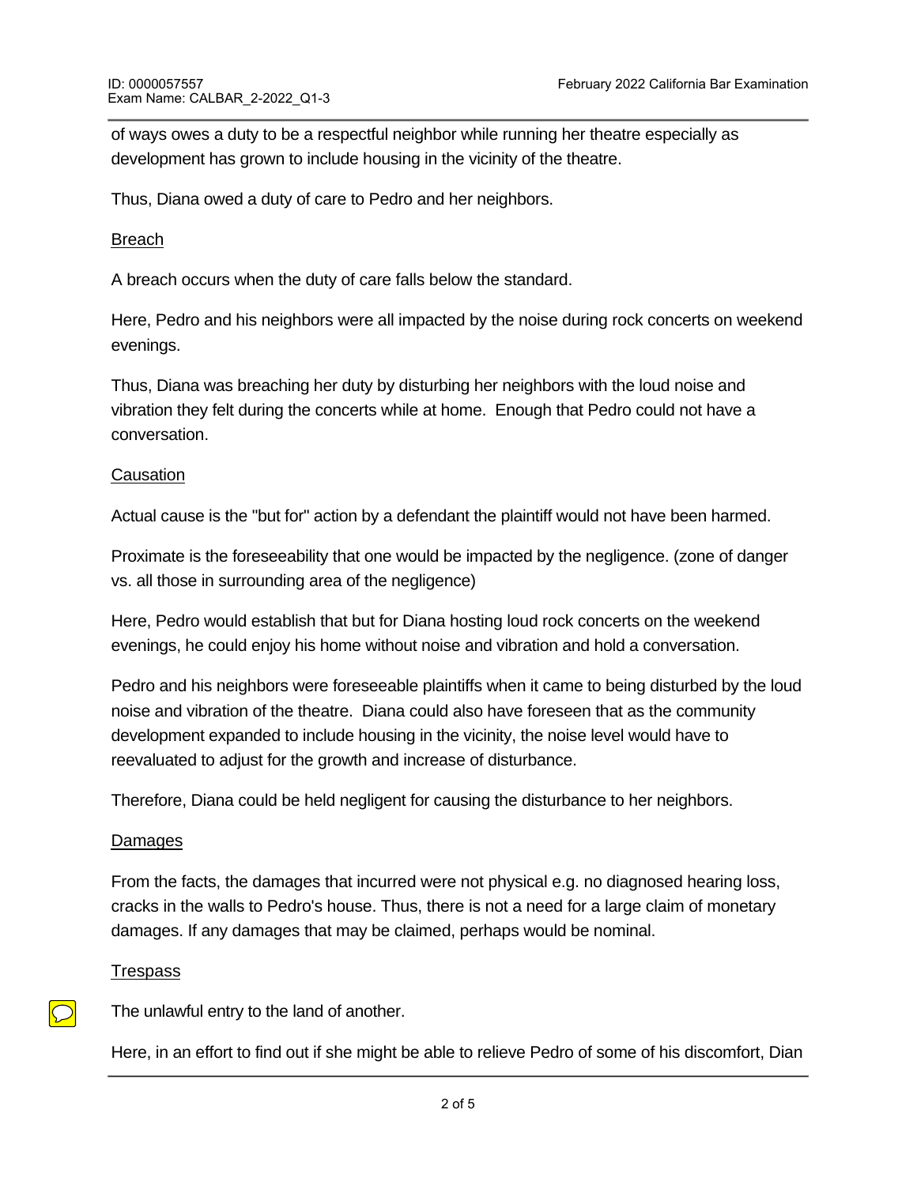of ways owes a duty to be a respectful neighbor while running her theatre especially as development has grown to include housing in the vicinity of the theatre.

Thus, Diana owed a duty of care to Pedro and her neighbors.

<u>Breach</u>

A breach occurs when the duty of care falls below the standard.

Here, Pedro and his neighbors were all impacted by the noise during rock concerts on weekend evenings.

Thus, Diana was breaching her duty by disturbing her neighbors with the loud noise and vibration they felt during the concerts while at home. Enough that Pedro could not have a conversation.

<u>Causation</u>

Actual cause is the "but for" action by a defendant the plaintiff would not have been harmed.

Proximate is the foreseeability that one would be impacted by the negligence. (zone of danger vs. all those in surrounding area of the negligence)

Here, Pedro would establish that but for Diana hosting loud rock concerts on the weekend evenings, he could enjoy his home without noise and vibration and hold a conversation.

Pedro and his neighbors were foreseeable plaintiffs when it came to being disturbed by the loud noise and vibration of the theatre. Diana could also have foreseen that as the community development expanded to include housing in the vicinity, the noise level would have to reevaluated to adjust for the growth and increase of disturbance.

Therefore, Diana could be held negligent for causing the disturbance to her neighbors.

<u>Damages</u>

From the facts, the damages that incurred were not physical e.g. no diagnosed hearing loss, cracks in the walls to Pedro's house. Thus, there is not a need for a large claim of monetary damages. If any damages that may be claimed, perhaps would be nominal.

<u>Trespass</u>

The unlawful entry to the land of another.

Here, in an effort to find out if she might be able to relieve Pedro of some of his discomfort, Dian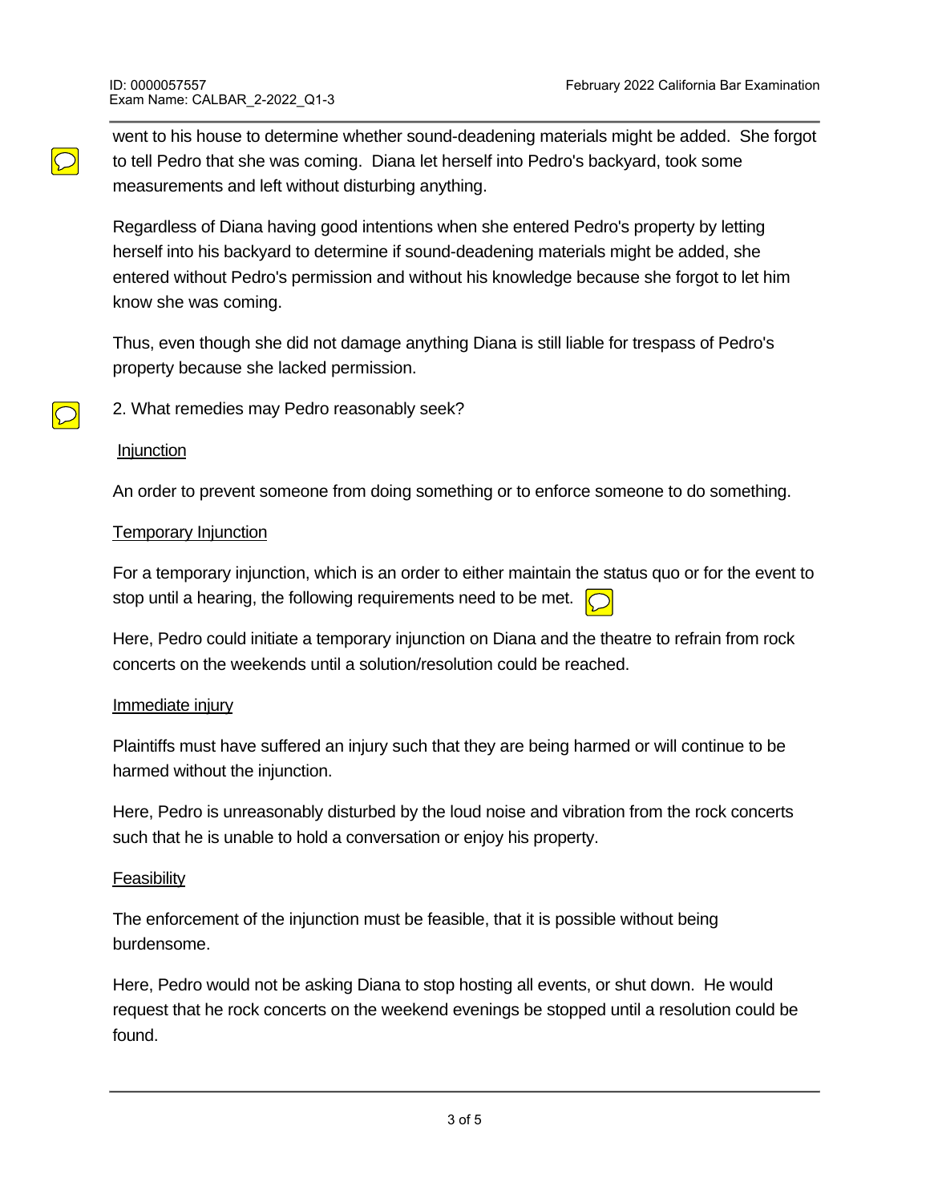went to his house to determine whether sound-deadening materials might be added. She forgot to tell Pedro that she was coming. Diana let herself into Pedro's backyard, took some measurements and left without disturbing anything.

Regardless of Diana having good intentions when she entered Pedro's property by letting herself into his backyard to determine if sound-deadening materials might be added, she entered without Pedro's permission and without his knowledge because she forgot to let him know she was coming.

Thus, even though she did not damage anything Diana is still liable for trespass of Pedro's property because she lacked permission.

2. What remedies may Pedro reasonably seek?

Injunction

An order to prevent someone from doing something or to enforce someone to do something.

Temporary Injunction

For a temporary injunction, which is an order to either maintain the status quo or for the event to stop until a hearing, the following requirements need to be met.

Here, Pedro could initiate a temporary injunction on Diana and the theatre to refrain from rock concerts on the weekends until a solution/resolution could be reached.

Immediate injury

Plaintiffs must have suffered an injury such that they are being harmed or will continue to be harmed without the injunction.

Here, Pedro is unreasonably disturbed by the loud noise and vibration from the rock concerts such that he is unable to hold a conversation or enjoy his property.

Feasibility

The enforcement of the injunction must be feasible, that it is possible without being burdensome.

Here, Pedro would not be asking Diana to stop hosting all events, or shut down. He would request that he rock concerts on the weekend evenings be stopped until a resolution could be found.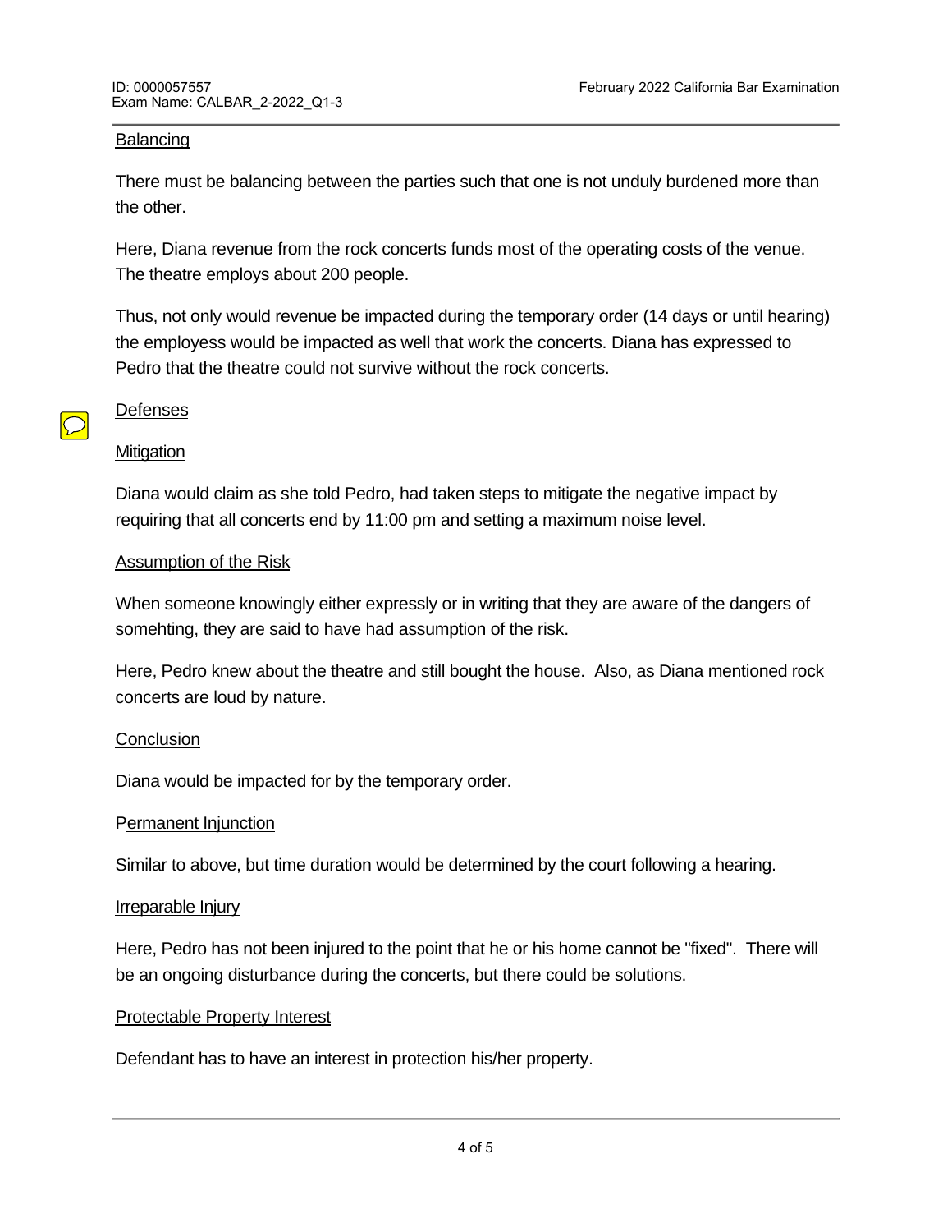Balancing

There must be balancing between the parties such that one is not unduly burdened more than the other.

Here, Diana revenue from the rock concerts funds most of the operating costs of the venue. The theatre employs about 200 people.

Thus, not only would revenue be impacted during the temporary order (14 days or until hearing) the employess would be impacted as well that work the concerts. Diana has expressed to Pedro that the theatre could not survive without the rock concerts.

Defenses

Mitigation

Diana would claim as she told Pedro, had taken steps to mitigate the negative impact by requiring that all concerts end by 11:00 pm and setting a maximum noise level.

Assumption of the Risk

When someone knowingly either expressly or in writing that they are aware of the dangers of somehting, they are said to have had assumption of the risk.

Here, Pedro knew about the theatre and still bought the house. Also, as Diana mentioned rock concerts are loud by nature.

Conclusion

Diana would be impacted for by the temporary order.

Permanent Injunction

Similar to above, but time duration would be determined by the court following a hearing.

Irreparable Injury

Here, Pedro has not been injured to the point that he or his home cannot be "fixed". There will be an ongoing disturbance during the concerts, but there could be solutions.

Protectable Property Interest

Defendant has to have an interest in protection his/her property.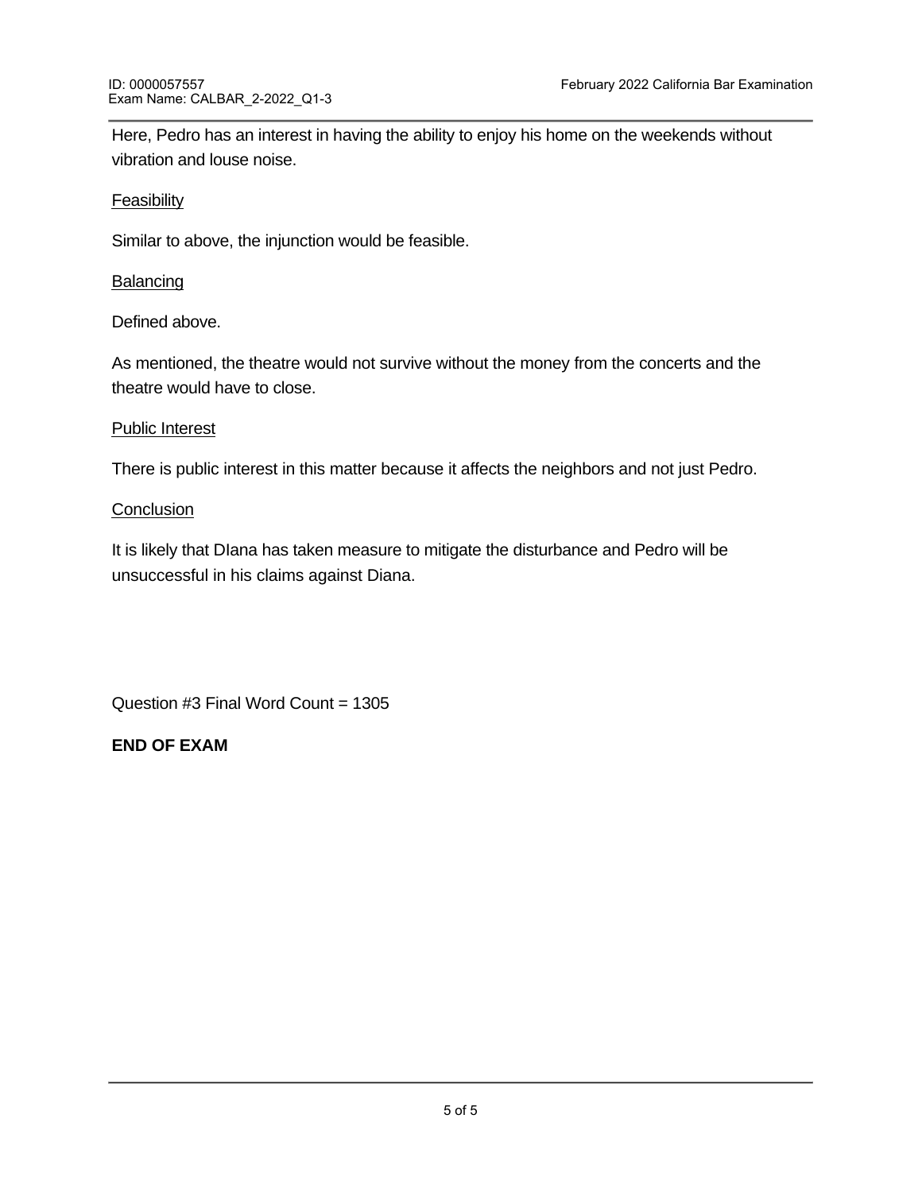Here, Pedro has an interest in having the ability to enjoy his home on the weekends without vibration and louse noise.

Feasibility

Similar to above, the injunction would be feasible.

Balancing

Defined above.

As mentioned, the theatre would not survive without the money from the concerts and the theatre would have to close.

Public Interest

There is public interest in this matter because it affects the neighbors and not just Pedro.

Conclusion

It is likely that DIana has taken measure to mitigate the disturbance and Pedro will be unsuccessful in his claims against Diana.

Question #3 Final Word Count = 1305

**END OF EXAM**